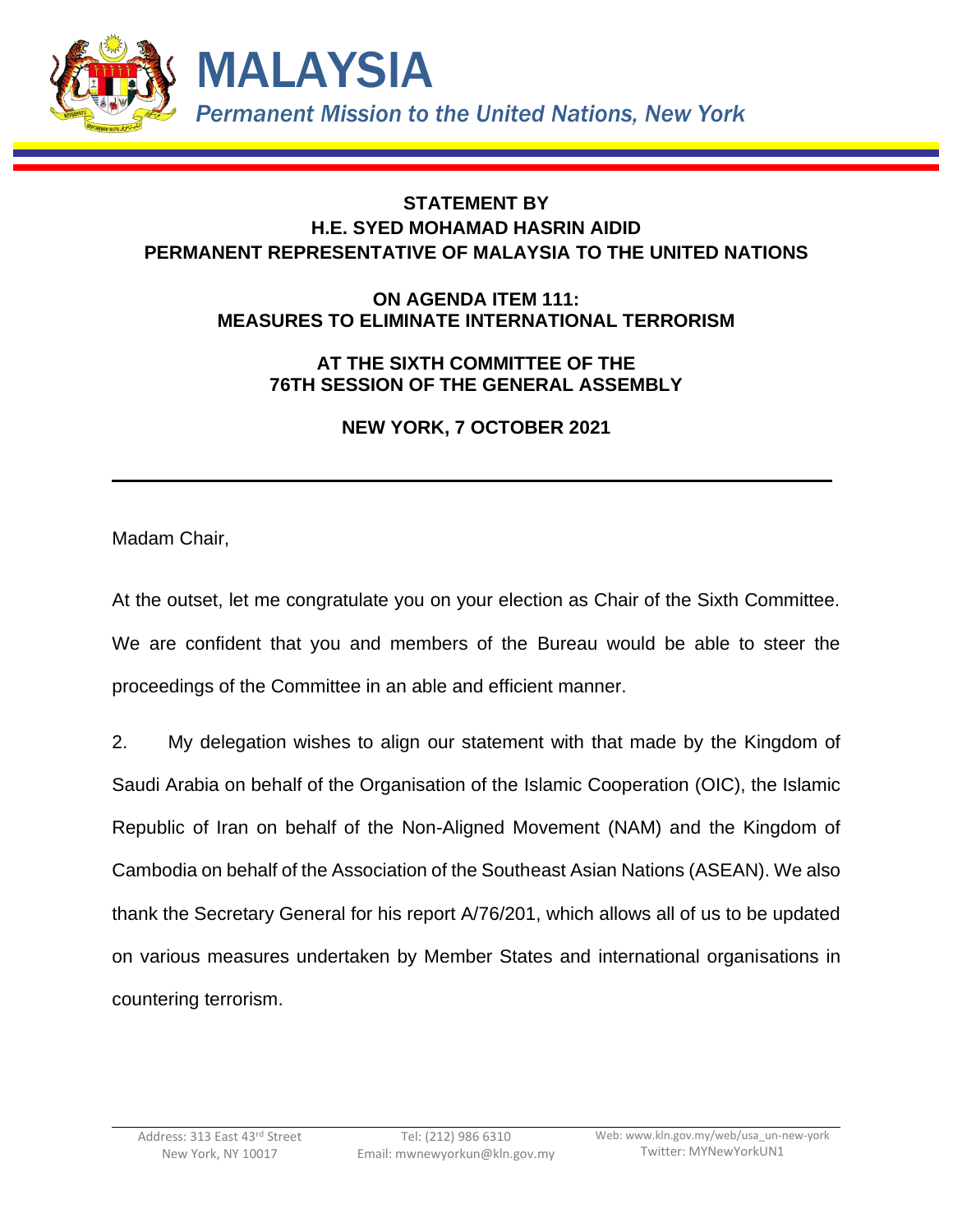# MALAYSIA

*Permanent Mission to the United Nations, New York*

**STATEMENT BY**
**H.E. SYED MOHAMAD HASRIN AIDID**
**PERMANENT REPRESENTATIVE OF MALAYSIA TO THE UNITED NATIONS**

**ON AGENDA ITEM 111:**
**MEASURES TO ELIMINATE INTERNATIONAL TERRORISM**

**AT THE SIXTH COMMITTEE OF THE**
**76TH SESSION OF THE GENERAL ASSEMBLY**

**NEW YORK, 7 OCTOBER 2021**

---

Madam Chair,

At the outset, let me congratulate you on your election as Chair of the Sixth Committee. We are confident that you and members of the Bureau would be able to steer the proceedings of the Committee in an able and efficient manner.

2. My delegation wishes to align our statement with that made by the Kingdom of Saudi Arabia on behalf of the Organisation of the Islamic Cooperation (OIC), the Islamic Republic of Iran on behalf of the Non-Aligned Movement (NAM) and the Kingdom of Cambodia on behalf of the Association of the Southeast Asian Nations (ASEAN). We also thank the Secretary General for his report A/76/201, which allows all of us to be updated on various measures undertaken by Member States and international organisations in countering terrorism.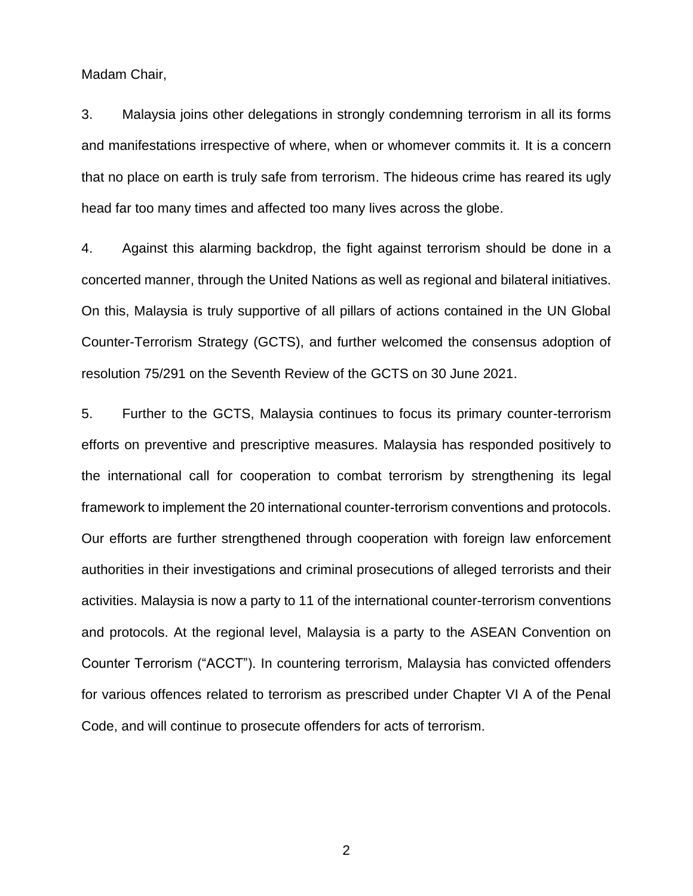Madam Chair,

3. Malaysia joins other delegations in strongly condemning terrorism in all its forms and manifestations irrespective of where, when or whomever commits it. It is a concern that no place on earth is truly safe from terrorism. The hideous crime has reared its ugly head far too many times and affected too many lives across the globe.

4. Against this alarming backdrop, the fight against terrorism should be done in a concerted manner, through the United Nations as well as regional and bilateral initiatives. On this, Malaysia is truly supportive of all pillars of actions contained in the UN Global Counter-Terrorism Strategy (GCTS), and further welcomed the consensus adoption of resolution 75/291 on the Seventh Review of the GCTS on 30 June 2021.

5. Further to the GCTS, Malaysia continues to focus its primary counter-terrorism efforts on preventive and prescriptive measures. Malaysia has responded positively to the international call for cooperation to combat terrorism by strengthening its legal framework to implement the 20 international counter-terrorism conventions and protocols. Our efforts are further strengthened through cooperation with foreign law enforcement authorities in their investigations and criminal prosecutions of alleged terrorists and their activities. Malaysia is now a party to 11 of the international counter-terrorism conventions and protocols. At the regional level, Malaysia is a party to the ASEAN Convention on Counter Terrorism ("ACCT"). In countering terrorism, Malaysia has convicted offenders for various offences related to terrorism as prescribed under Chapter VI A of the Penal Code, and will continue to prosecute offenders for acts of terrorism.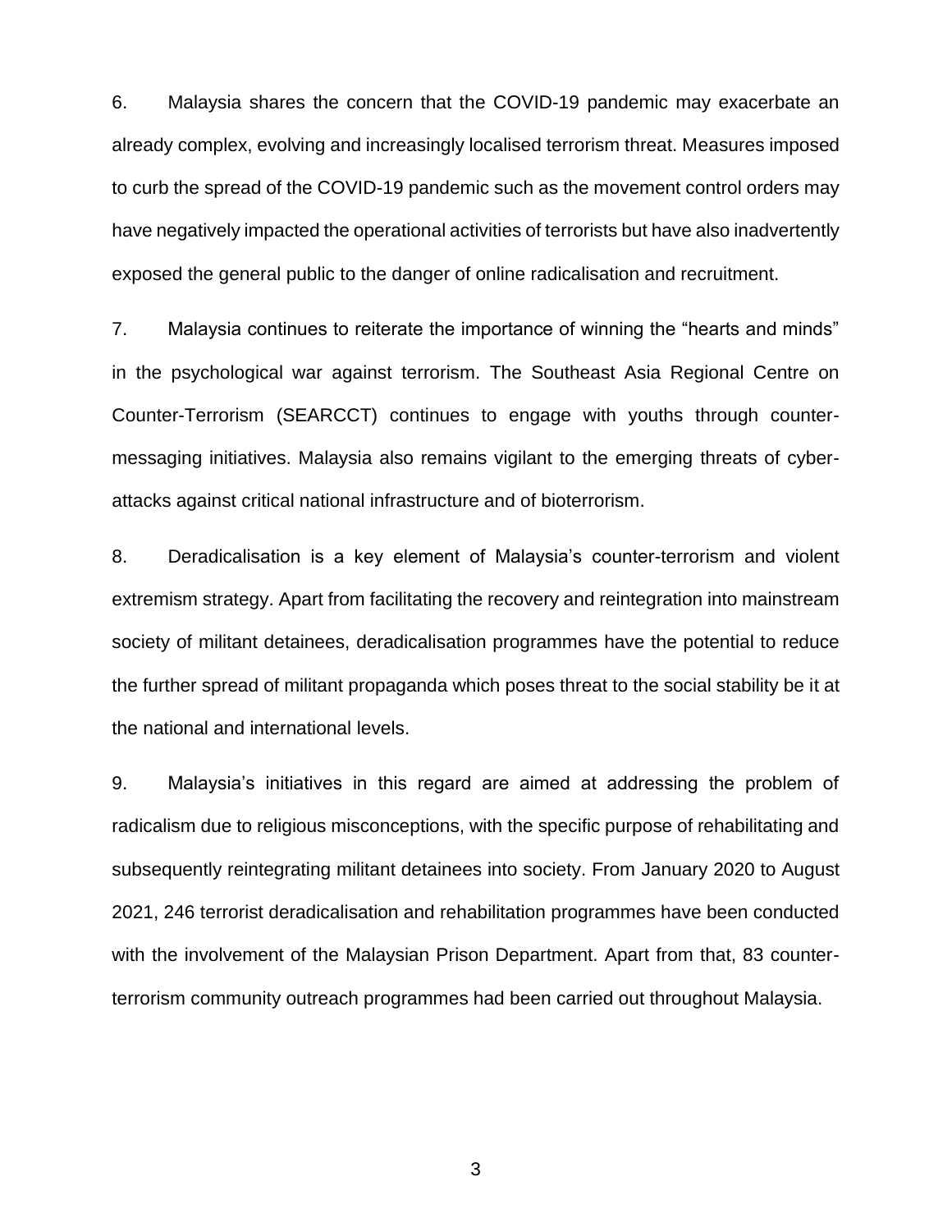6. Malaysia shares the concern that the COVID-19 pandemic may exacerbate an already complex, evolving and increasingly localised terrorism threat. Measures imposed to curb the spread of the COVID-19 pandemic such as the movement control orders may have negatively impacted the operational activities of terrorists but have also inadvertently exposed the general public to the danger of online radicalisation and recruitment.

7. Malaysia continues to reiterate the importance of winning the "hearts and minds" in the psychological war against terrorism. The Southeast Asia Regional Centre on Counter-Terrorism (SEARCCT) continues to engage with youths through counter-messaging initiatives. Malaysia also remains vigilant to the emerging threats of cyber-attacks against critical national infrastructure and of bioterrorism.

8. Deradicalisation is a key element of Malaysia's counter-terrorism and violent extremism strategy. Apart from facilitating the recovery and reintegration into mainstream society of militant detainees, deradicalisation programmes have the potential to reduce the further spread of militant propaganda which poses threat to the social stability be it at the national and international levels.

9. Malaysia's initiatives in this regard are aimed at addressing the problem of radicalism due to religious misconceptions, with the specific purpose of rehabilitating and subsequently reintegrating militant detainees into society. From January 2020 to August 2021, 246 terrorist deradicalisation and rehabilitation programmes have been conducted with the involvement of the Malaysian Prison Department. Apart from that, 83 counter-terrorism community outreach programmes had been carried out throughout Malaysia.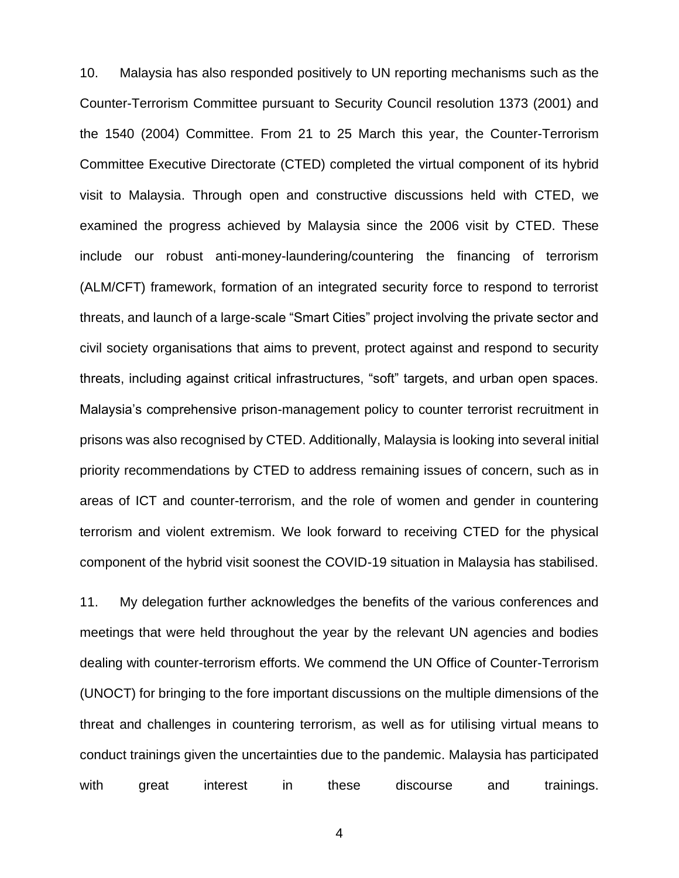10. Malaysia has also responded positively to UN reporting mechanisms such as the Counter-Terrorism Committee pursuant to Security Council resolution 1373 (2001) and the 1540 (2004) Committee. From 21 to 25 March this year, the Counter-Terrorism Committee Executive Directorate (CTED) completed the virtual component of its hybrid visit to Malaysia. Through open and constructive discussions held with CTED, we examined the progress achieved by Malaysia since the 2006 visit by CTED. These include our robust anti-money-laundering/countering the financing of terrorism (ALM/CFT) framework, formation of an integrated security force to respond to terrorist threats, and launch of a large-scale "Smart Cities" project involving the private sector and civil society organisations that aims to prevent, protect against and respond to security threats, including against critical infrastructures, "soft" targets, and urban open spaces. Malaysia's comprehensive prison-management policy to counter terrorist recruitment in prisons was also recognised by CTED. Additionally, Malaysia is looking into several initial priority recommendations by CTED to address remaining issues of concern, such as in areas of ICT and counter-terrorism, and the role of women and gender in countering terrorism and violent extremism. We look forward to receiving CTED for the physical component of the hybrid visit soonest the COVID-19 situation in Malaysia has stabilised.

11. My delegation further acknowledges the benefits of the various conferences and meetings that were held throughout the year by the relevant UN agencies and bodies dealing with counter-terrorism efforts. We commend the UN Office of Counter-Terrorism (UNOCT) for bringing to the fore important discussions on the multiple dimensions of the threat and challenges in countering terrorism, as well as for utilising virtual means to conduct trainings given the uncertainties due to the pandemic. Malaysia has participated with great interest in these discourse and trainings.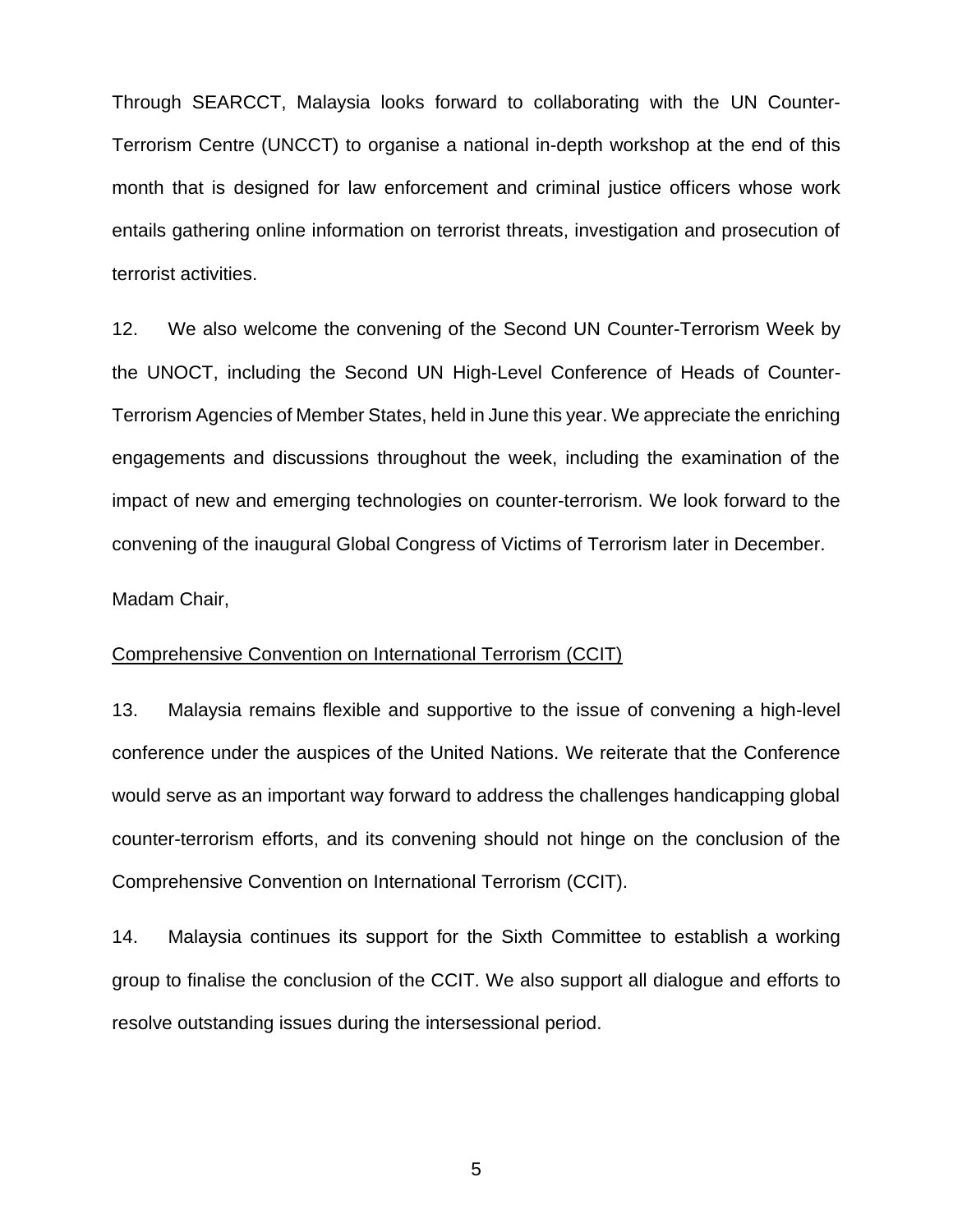Through SEARCCT, Malaysia looks forward to collaborating with the UN Counter-Terrorism Centre (UNCCT) to organise a national in-depth workshop at the end of this month that is designed for law enforcement and criminal justice officers whose work entails gathering online information on terrorist threats, investigation and prosecution of terrorist activities.

12. We also welcome the convening of the Second UN Counter-Terrorism Week by the UNOCT, including the Second UN High-Level Conference of Heads of Counter-Terrorism Agencies of Member States, held in June this year. We appreciate the enriching engagements and discussions throughout the week, including the examination of the impact of new and emerging technologies on counter-terrorism. We look forward to the convening of the inaugural Global Congress of Victims of Terrorism later in December.

Madam Chair,

<u>Comprehensive Convention on International Terrorism (CCIT)</u>

13. Malaysia remains flexible and supportive to the issue of convening a high-level conference under the auspices of the United Nations. We reiterate that the Conference would serve as an important way forward to address the challenges handicapping global counter-terrorism efforts, and its convening should not hinge on the conclusion of the Comprehensive Convention on International Terrorism (CCIT).

14. Malaysia continues its support for the Sixth Committee to establish a working group to finalise the conclusion of the CCIT. We also support all dialogue and efforts to resolve outstanding issues during the intersessional period.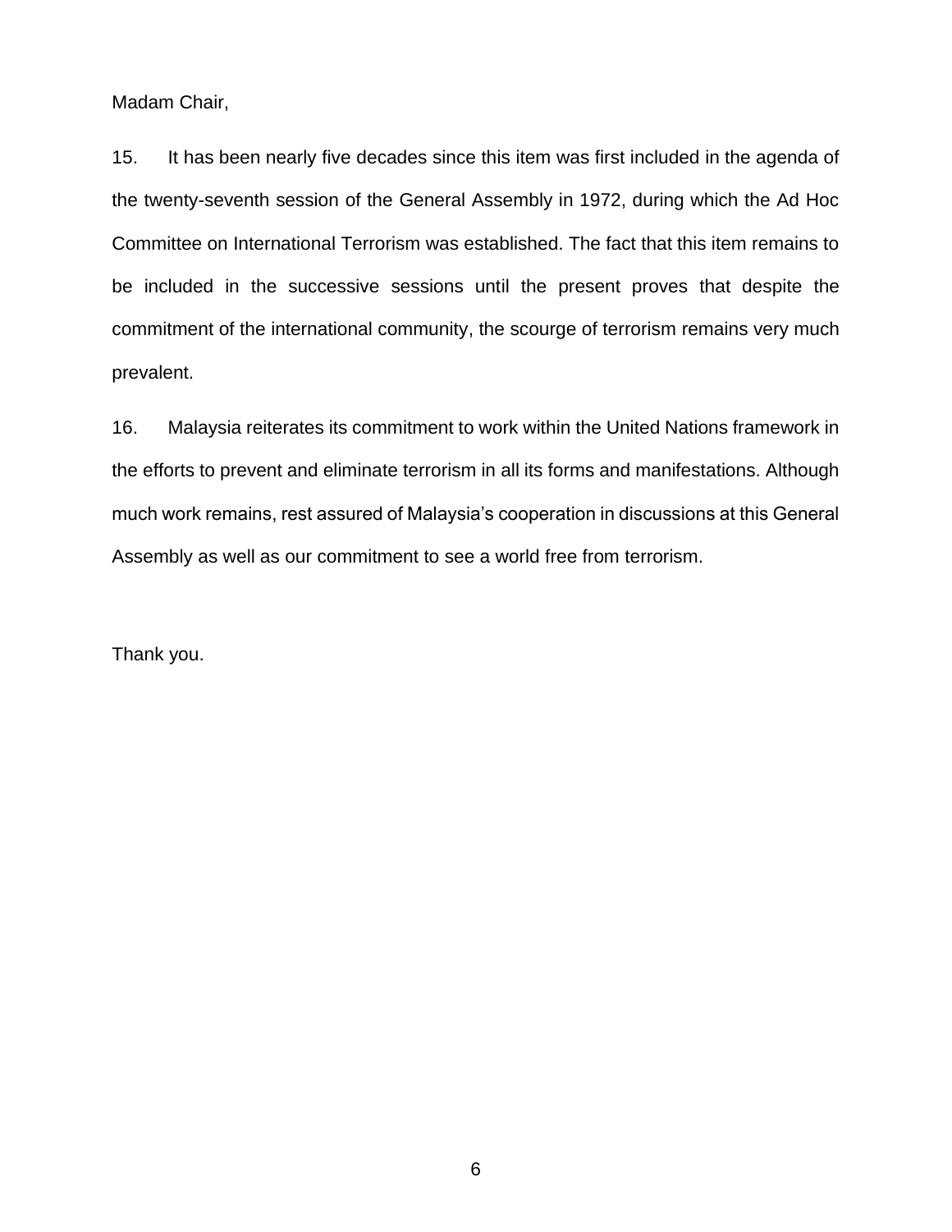Madam Chair,

15. It has been nearly five decades since this item was first included in the agenda of the twenty-seventh session of the General Assembly in 1972, during which the Ad Hoc Committee on International Terrorism was established. The fact that this item remains to be included in the successive sessions until the present proves that despite the commitment of the international community, the scourge of terrorism remains very much prevalent.

16. Malaysia reiterates its commitment to work within the United Nations framework in the efforts to prevent and eliminate terrorism in all its forms and manifestations. Although much work remains, rest assured of Malaysia's cooperation in discussions at this General Assembly as well as our commitment to see a world free from terrorism.

Thank you.